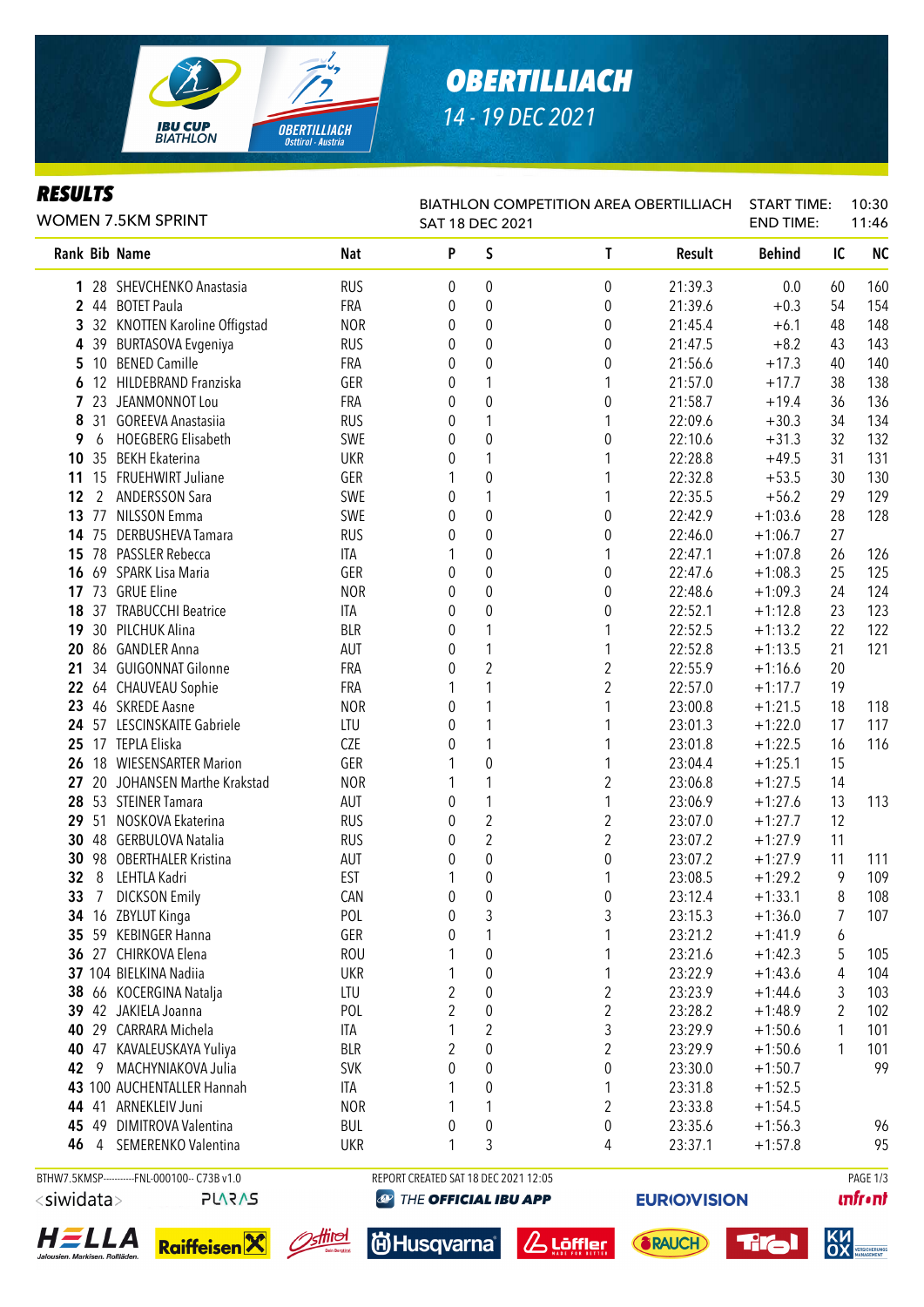# OBERTILLIACH

14 - 19 DEC 2021

## RESULTS

WOMEN 7.5KM SPRINT

BIATHLON COMPETITION AREA OBERTILLIACH
SAT 18 DEC 2021

START TIME: 10:30
END TIME: 11:46

| Rank | Bib | Name | Nat | P | S | T | Result | Behind | IC | NC |
|---|---|---|---|---|---|---|---|---|---|---|
| 1 | 28 | SHEVCHENKO Anastasia | RUS | 0 | 0 | 0 | 21:39.3 | 0.0 | 60 | 160 |
| 2 | 44 | BOTET Paula | FRA | 0 | 0 | 0 | 21:39.6 | +0.3 | 54 | 154 |
| 3 | 32 | KNOTTEN Karoline Offigstad | NOR | 0 | 0 | 0 | 21:45.4 | +6.1 | 48 | 148 |
| 4 | 39 | BURTASOVA Evgeniya | RUS | 0 | 0 | 0 | 21:47.5 | +8.2 | 43 | 143 |
| 5 | 10 | BENED Camille | FRA | 0 | 0 | 0 | 21:56.6 | +17.3 | 40 | 140 |
| 6 | 12 | HILDEBRAND Franziska | GER | 0 | 1 | 1 | 21:57.0 | +17.7 | 38 | 138 |
| 7 | 23 | JEANMONNOT Lou | FRA | 0 | 0 | 0 | 21:58.7 | +19.4 | 36 | 136 |
| 8 | 31 | GOREEVA Anastasiia | RUS | 0 | 1 | 1 | 22:09.6 | +30.3 | 34 | 134 |
| 9 | 6 | HOEGBERG Elisabeth | SWE | 0 | 0 | 0 | 22:10.6 | +31.3 | 32 | 132 |
| 10 | 35 | BEKH Ekaterina | UKR | 0 | 1 | 1 | 22:28.8 | +49.5 | 31 | 131 |
| 11 | 15 | FRUEHWIRT Juliane | GER | 1 | 0 | 1 | 22:32.8 | +53.5 | 30 | 130 |
| 12 | 2 | ANDERSSON Sara | SWE | 0 | 1 | 1 | 22:35.5 | +56.2 | 29 | 129 |
| 13 | 77 | NILSSON Emma | SWE | 0 | 0 | 0 | 22:42.9 | +1:03.6 | 28 | 128 |
| 14 | 75 | DERBUSHEVA Tamara | RUS | 0 | 0 | 0 | 22:46.0 | +1:06.7 | 27 | |
| 15 | 78 | PASSLER Rebecca | ITA | 1 | 0 | 1 | 22:47.1 | +1:07.8 | 26 | 126 |
| 16 | 69 | SPARK Lisa Maria | GER | 0 | 0 | 0 | 22:47.6 | +1:08.3 | 25 | 125 |
| 17 | 73 | GRUE Eline | NOR | 0 | 0 | 0 | 22:48.6 | +1:09.3 | 24 | 124 |
| 18 | 37 | TRABUCCHI Beatrice | ITA | 0 | 0 | 0 | 22:52.1 | +1:12.8 | 23 | 123 |
| 19 | 30 | PILCHUK Alina | BLR | 0 | 1 | 1 | 22:52.5 | +1:13.2 | 22 | 122 |
| 20 | 86 | GANDLER Anna | AUT | 0 | 1 | 1 | 22:52.8 | +1:13.5 | 21 | 121 |
| 21 | 34 | GUIGONNAT Gilonne | FRA | 0 | 2 | 2 | 22:55.9 | +1:16.6 | 20 | |
| 22 | 64 | CHAUVEAU Sophie | FRA | 1 | 1 | 2 | 22:57.0 | +1:17.7 | 19 | |
| 23 | 46 | SKREDE Aasne | NOR | 0 | 1 | 1 | 23:00.8 | +1:21.5 | 18 | 118 |
| 24 | 57 | LESCINSKAITE Gabriele | LTU | 0 | 1 | 1 | 23:01.3 | +1:22.0 | 17 | 117 |
| 25 | 17 | TEPLA Eliska | CZE | 0 | 1 | 1 | 23:01.8 | +1:22.5 | 16 | 116 |
| 26 | 18 | WIESENSARTER Marion | GER | 1 | 0 | 1 | 23:04.4 | +1:25.1 | 15 | |
| 27 | 20 | JOHANSEN Marthe Krakstad | NOR | 1 | 1 | 2 | 23:06.8 | +1:27.5 | 14 | |
| 28 | 53 | STEINER Tamara | AUT | 0 | 1 | 1 | 23:06.9 | +1:27.6 | 13 | 113 |
| 29 | 51 | NOSKOVA Ekaterina | RUS | 0 | 2 | 2 | 23:07.0 | +1:27.7 | 12 | |
| 30 | 48 | GERBULOVA Natalia | RUS | 0 | 2 | 2 | 23:07.2 | +1:27.9 | 11 | |
| 30 | 98 | OBERTHALER Kristina | AUT | 0 | 0 | 0 | 23:07.2 | +1:27.9 | 11 | 111 |
| 32 | 8 | LEHTLA Kadri | EST | 1 | 0 | 1 | 23:08.5 | +1:29.2 | 9 | 109 |
| 33 | 7 | DICKSON Emily | CAN | 0 | 0 | 0 | 23:12.4 | +1:33.1 | 8 | 108 |
| 34 | 16 | ZBYLUT Kinga | POL | 0 | 3 | 3 | 23:15.3 | +1:36.0 | 7 | 107 |
| 35 | 59 | KEBINGER Hanna | GER | 0 | 1 | 1 | 23:21.2 | +1:41.9 | 6 | |
| 36 | 27 | CHIRKOVA Elena | ROU | 1 | 0 | 1 | 23:21.6 | +1:42.3 | 5 | 105 |
| 37 | 104 | BIELKINA Nadiia | UKR | 1 | 0 | 1 | 23:22.9 | +1:43.6 | 4 | 104 |
| 38 | 66 | KOCERGINA Natalja | LTU | 2 | 0 | 2 | 23:23.9 | +1:44.6 | 3 | 103 |
| 39 | 42 | JAKIELA Joanna | POL | 2 | 0 | 2 | 23:28.2 | +1:48.9 | 2 | 102 |
| 40 | 29 | CARRARA Michela | ITA | 1 | 2 | 3 | 23:29.9 | +1:50.6 | 1 | 101 |
| 40 | 47 | KAVALEUSKAYA Yuliya | BLR | 2 | 0 | 2 | 23:29.9 | +1:50.6 | 1 | 101 |
| 42 | 9 | MACHYNIAKOVA Julia | SVK | 0 | 0 | 0 | 23:30.0 | +1:50.7 | | 99 |
| 43 | 100 | AUCHENTALLER Hannah | ITA | 1 | 0 | 1 | 23:31.8 | +1:52.5 | | |
| 44 | 41 | ARNEKLEIV Juni | NOR | 1 | 1 | 2 | 23:33.8 | +1:54.5 | | |
| 45 | 49 | DIMITROVA Valentina | BUL | 0 | 0 | 0 | 23:35.6 | +1:56.3 | | 96 |
| 46 | 4 | SEMERENKO Valentina | UKR | 1 | 3 | 4 | 23:37.1 | +1:57.8 | | 95 |

BTHW7.5KMSP----------FNL-000100-- C73B v1.0 REPORT CREATED SAT 18 DEC 2021 12:05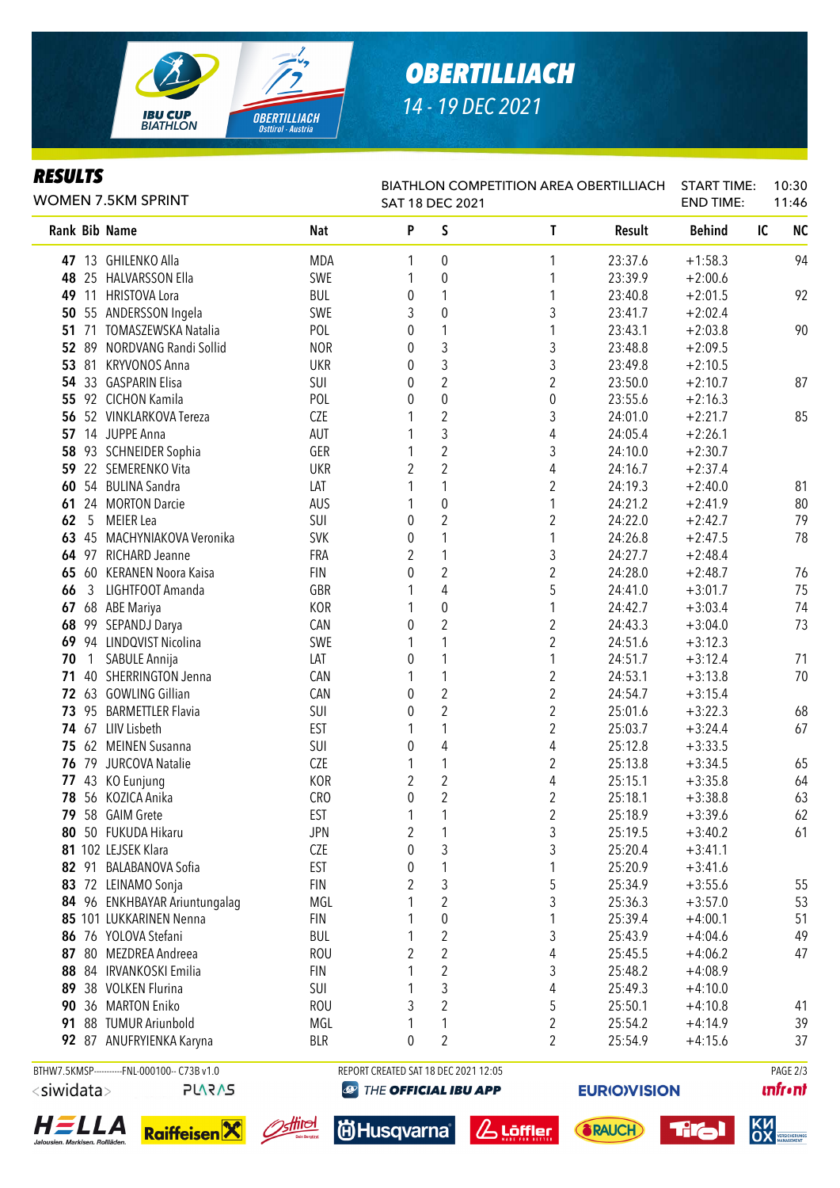# OBERTILLIACH

14 - 19 DEC 2021

## RESULTS

WOMEN 7.5KM SPRINT

BIATHLON COMPETITION AREA OBERTILLIACH
SAT 18 DEC 2021

START TIME: 10:30
END TIME: 11:46

| Rank | Bib | Name | Nat | P | S | T | Result | Behind | IC | NC |
|---|---|---|---|---|---|---|---|---|---|---|
| 47 | 13 | GHILENKO Alla | MDA | 1 | 0 | 1 | 23:37.6 | +1:58.3 | | 94 |
| 48 | 25 | HALVARSSON Ella | SWE | 1 | 0 | 1 | 23:39.9 | +2:00.6 | | |
| 49 | 11 | HRISTOVA Lora | BUL | 0 | 1 | 1 | 23:40.8 | +2:01.5 | | 92 |
| 50 | 55 | ANDERSSON Ingela | SWE | 3 | 0 | 3 | 23:41.7 | +2:02.4 | | |
| 51 | 71 | TOMASZEWSKA Natalia | POL | 0 | 1 | 1 | 23:43.1 | +2:03.8 | | 90 |
| 52 | 89 | NORDVANG Randi Sollid | NOR | 0 | 3 | 3 | 23:48.8 | +2:09.5 | | |
| 53 | 81 | KRYVONOS Anna | UKR | 0 | 3 | 3 | 23:49.8 | +2:10.5 | | |
| 54 | 33 | GASPARIN Elisa | SUI | 0 | 2 | 2 | 23:50.0 | +2:10.7 | | 87 |
| 55 | 92 | CICHON Kamila | POL | 0 | 0 | 0 | 23:55.6 | +2:16.3 | | |
| 56 | 52 | VINKLARKOVA Tereza | CZE | 1 | 2 | 3 | 24:01.0 | +2:21.7 | | 85 |
| 57 | 14 | JUPPE Anna | AUT | 1 | 3 | 4 | 24:05.4 | +2:26.1 | | |
| 58 | 93 | SCHNEIDER Sophia | GER | 1 | 2 | 3 | 24:10.0 | +2:30.7 | | |
| 59 | 22 | SEMERENKO Vita | UKR | 2 | 2 | 4 | 24:16.7 | +2:37.4 | | |
| 60 | 54 | BULINA Sandra | LAT | 1 | 1 | 2 | 24:19.3 | +2:40.0 | | 81 |
| 61 | 24 | MORTON Darcie | AUS | 1 | 0 | 1 | 24:21.2 | +2:41.9 | | 80 |
| 62 | 5 | MEIER Lea | SUI | 0 | 2 | 2 | 24:22.0 | +2:42.7 | | 79 |
| 63 | 45 | MACHYNIAKOVA Veronika | SVK | 0 | 1 | 1 | 24:26.8 | +2:47.5 | | 78 |
| 64 | 97 | RICHARD Jeanne | FRA | 2 | 1 | 3 | 24:27.7 | +2:48.4 | | |
| 65 | 60 | KERANEN Noora Kaisa | FIN | 0 | 2 | 2 | 24:28.0 | +2:48.7 | | 76 |
| 66 | 3 | LIGHTFOOT Amanda | GBR | 1 | 4 | 5 | 24:41.0 | +3:01.7 | | 75 |
| 67 | 68 | ABE Mariya | KOR | 1 | 0 | 1 | 24:42.7 | +3:03.4 | | 74 |
| 68 | 99 | SEPANDJ Darya | CAN | 0 | 2 | 2 | 24:43.3 | +3:04.0 | | 73 |
| 69 | 94 | LINDQVIST Nicolina | SWE | 1 | 1 | 2 | 24:51.6 | +3:12.3 | | |
| 70 | 1 | SABULE Annija | LAT | 0 | 1 | 1 | 24:51.7 | +3:12.4 | | 71 |
| 71 | 40 | SHERRINGTON Jenna | CAN | 1 | 1 | 2 | 24:53.1 | +3:13.8 | | 70 |
| 72 | 63 | GOWLING Gillian | CAN | 0 | 2 | 2 | 24:54.7 | +3:15.4 | | |
| 73 | 95 | BARMETTLER Flavia | SUI | 0 | 2 | 2 | 25:01.6 | +3:22.3 | | 68 |
| 74 | 67 | LIIV Lisbeth | EST | 1 | 1 | 2 | 25:03.7 | +3:24.4 | | 67 |
| 75 | 62 | MEINEN Susanna | SUI | 0 | 4 | 4 | 25:12.8 | +3:33.5 | | |
| 76 | 79 | JURCOVA Natalie | CZE | 1 | 1 | 2 | 25:13.8 | +3:34.5 | | 65 |
| 77 | 43 | KO Eunjung | KOR | 2 | 2 | 4 | 25:15.1 | +3:35.8 | | 64 |
| 78 | 56 | KOZICA Anika | CRO | 0 | 2 | 2 | 25:18.1 | +3:38.8 | | 63 |
| 79 | 58 | GAIM Grete | EST | 1 | 1 | 2 | 25:18.9 | +3:39.6 | | 62 |
| 80 | 50 | FUKUDA Hikaru | JPN | 2 | 1 | 3 | 25:19.5 | +3:40.2 | | 61 |
| 81 | 102 | LEJSEK Klara | CZE | 0 | 3 | 3 | 25:20.4 | +3:41.1 | | |
| 82 | 91 | BALABANOVA Sofia | EST | 0 | 1 | 1 | 25:20.9 | +3:41.6 | | |
| 83 | 72 | LEINAMO Sonja | FIN | 2 | 3 | 5 | 25:34.9 | +3:55.6 | | 55 |
| 84 | 96 | ENKHBAYAR Ariuntungalag | MGL | 1 | 2 | 3 | 25:36.3 | +3:57.0 | | 53 |
| 85 | 101 | LUKKARINEN Nenna | FIN | 1 | 0 | 1 | 25:39.4 | +4:00.1 | | 51 |
| 86 | 76 | YOLOVA Stefani | BUL | 1 | 2 | 3 | 25:43.9 | +4:04.6 | | 49 |
| 87 | 80 | MEZDREA Andreea | ROU | 2 | 2 | 4 | 25:45.5 | +4:06.2 | | 47 |
| 88 | 84 | IRVANKOSKI Emilia | FIN | 1 | 2 | 3 | 25:48.2 | +4:08.9 | | |
| 89 | 38 | VOLKEN Flurina | SUI | 1 | 3 | 4 | 25:49.3 | +4:10.0 | | |
| 90 | 36 | MARTON Eniko | ROU | 3 | 2 | 5 | 25:50.1 | +4:10.8 | | 41 |
| 91 | 88 | TUMUR Ariunbold | MGL | 1 | 1 | 2 | 25:54.2 | +4:14.9 | | 39 |
| 92 | 87 | ANUFRYIENKA Karyna | BLR | 0 | 2 | 2 | 25:54.9 | +4:15.6 | | 37 |

BTHW7.5KMSP----------FNL-000100-- C73B v1.0 REPORT CREATED SAT 18 DEC 2021 12:05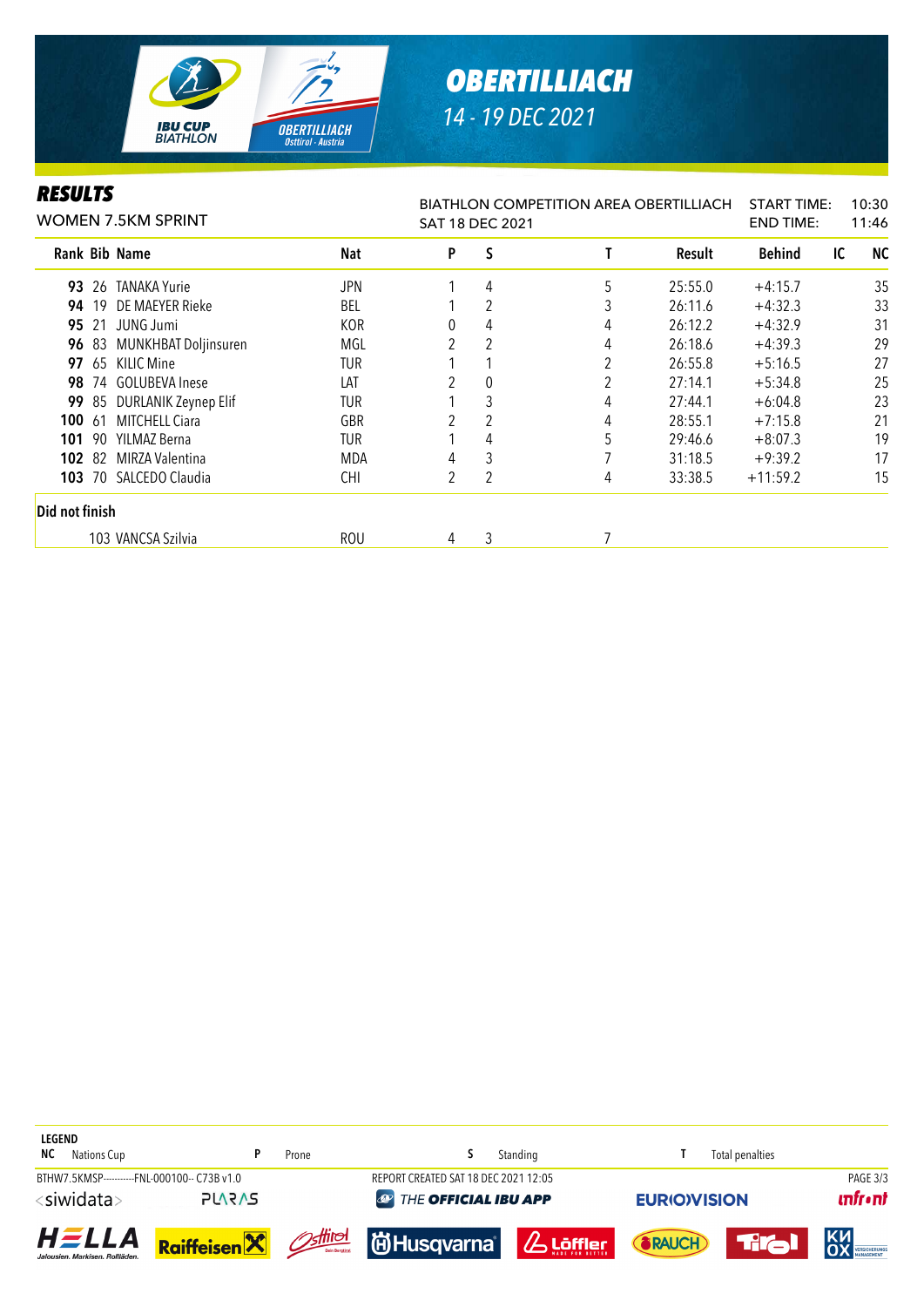# OBERTILLIACH

14 - 19 DEC 2021

## RESULTS

WOMEN 7.5KM SPRINT

BIATHLON COMPETITION AREA OBERTILLIACH
SAT 18 DEC 2021

START TIME: 10:30
END TIME: 11:46

| Rank | Bib | Name | Nat | P | S | T | Result | Behind | IC | NC |
|---|---|---|---|---|---|---|---|---|---|---|
| 93 | 26 | TANAKA Yurie | JPN | 1 | 4 | 5 | 25:55.0 | +4:15.7 | | 35 |
| 94 | 19 | DE MAEYER Rieke | BEL | 1 | 2 | 3 | 26:11.6 | +4:32.3 | | 33 |
| 95 | 21 | JUNG Jumi | KOR | 0 | 4 | 4 | 26:12.2 | +4:32.9 | | 31 |
| 96 | 83 | MUNKHBAT Doljinsuren | MGL | 2 | 2 | 4 | 26:18.6 | +4:39.3 | | 29 |
| 97 | 65 | KILIC Mine | TUR | 1 | 1 | 2 | 26:55.8 | +5:16.5 | | 27 |
| 98 | 74 | GOLUBEVA Inese | LAT | 2 | 0 | 2 | 27:14.1 | +5:34.8 | | 25 |
| 99 | 85 | DURLANIK Zeynep Elif | TUR | 1 | 3 | 4 | 27:44.1 | +6:04.8 | | 23 |
| 100 | 61 | MITCHELL Ciara | GBR | 2 | 2 | 4 | 28:55.1 | +7:15.8 | | 21 |
| 101 | 90 | YILMAZ Berna | TUR | 1 | 4 | 5 | 29:46.6 | +8:07.3 | | 19 |
| 102 | 82 | MIRZA Valentina | MDA | 4 | 3 | 7 | 31:18.5 | +9:39.2 | | 17 |
| 103 | 70 | SALCEDO Claudia | CHI | 2 | 2 | 4 | 33:38.5 | +11:59.2 | | 15 |
| **Did not finish** | | | | | | | | | | |
| | 103 | VANCSA Szilvia | ROU | 4 | 3 | 7 | | | | |

**LEGEND**

**NC** Nations Cup | **P** Prone | **S** Standing | **T** Total penalties

BTHW7.5KMSP-----------FNL-000100-- C73B v1.0

REPORT CREATED SAT 18 DEC 2021 12:05